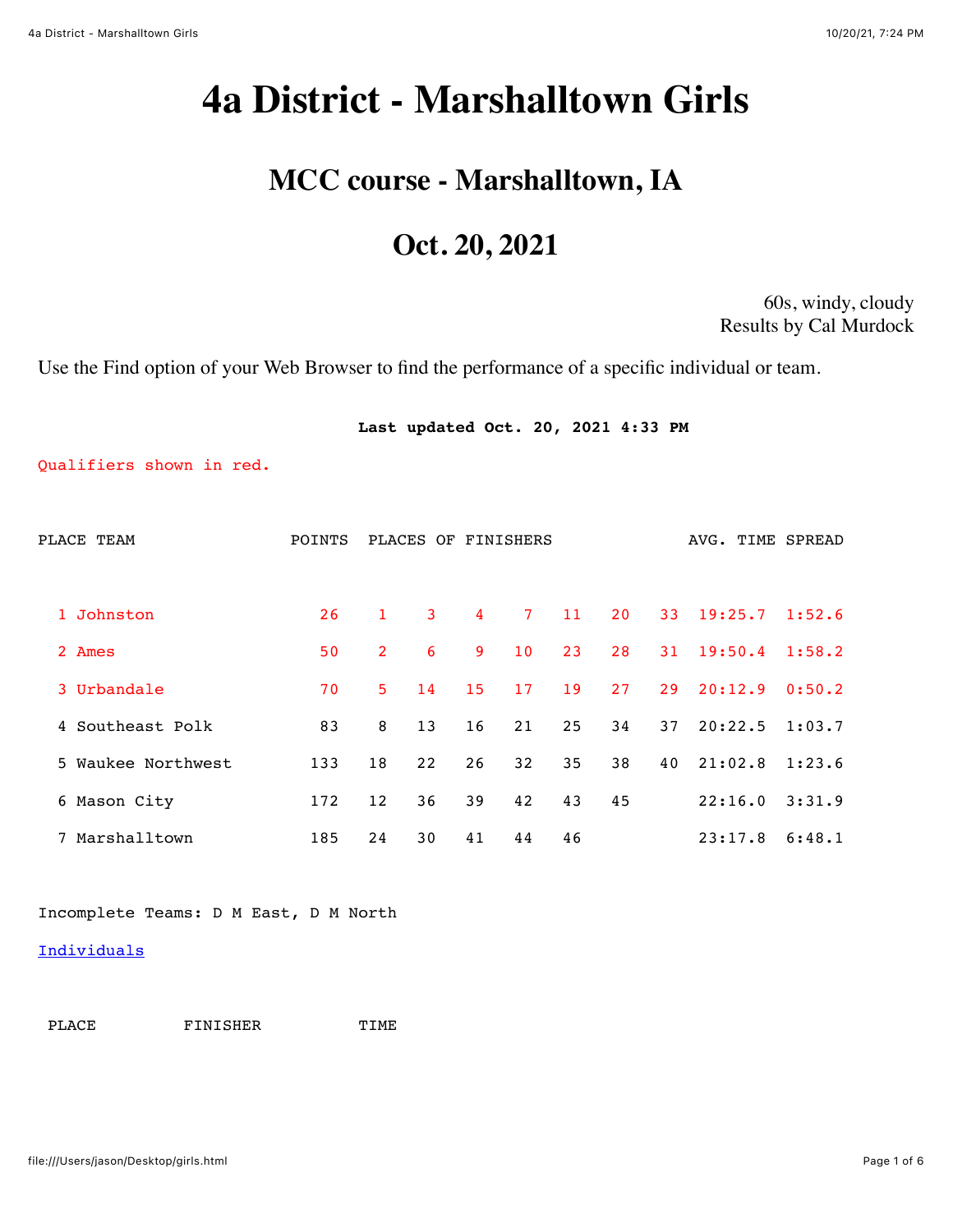# 4a District - Marshalltown Girls

## MCC course - Marshalltown, IA

## Oct. 20, 2021

60s, windy, cloudy
Results by Cal Murdock

Use the Find option of your Web Browser to find the performance of a specific individual or team.

**Last updated Oct. 20, 2021 4:33 PM**

Qualifiers shown in red.

| PLACE | TEAM | POINTS | PLACES OF FINISHERS | | | | | | | AVG. TIME | SPREAD |
|---|---|---|---|---|---|---|---|---|---|---|---|
| 1 | Johnston | 26 | 1 | 3 | 4 | 7 | 11 | 20 | 33 | 19:25.7 | 1:52.6 |
| 2 | Ames | 50 | 2 | 6 | 9 | 10 | 23 | 28 | 31 | 19:50.4 | 1:58.2 |
| 3 | Urbandale | 70 | 5 | 14 | 15 | 17 | 19 | 27 | 29 | 20:12.9 | 0:50.2 |
| 4 | Southeast Polk | 83 | 8 | 13 | 16 | 21 | 25 | 34 | 37 | 20:22.5 | 1:03.7 |
| 5 | Waukee Northwest | 133 | 18 | 22 | 26 | 32 | 35 | 38 | 40 | 21:02.8 | 1:23.6 |
| 6 | Mason City | 172 | 12 | 36 | 39 | 42 | 43 | 45 | | 22:16.0 | 3:31.9 |
| 7 | Marshalltown | 185 | 24 | 30 | 41 | 44 | 46 | | | 23:17.8 | 6:48.1 |

Incomplete Teams: D M East, D M North

Individuals

| PLACE | FINISHER | TIME |
|---|---|---|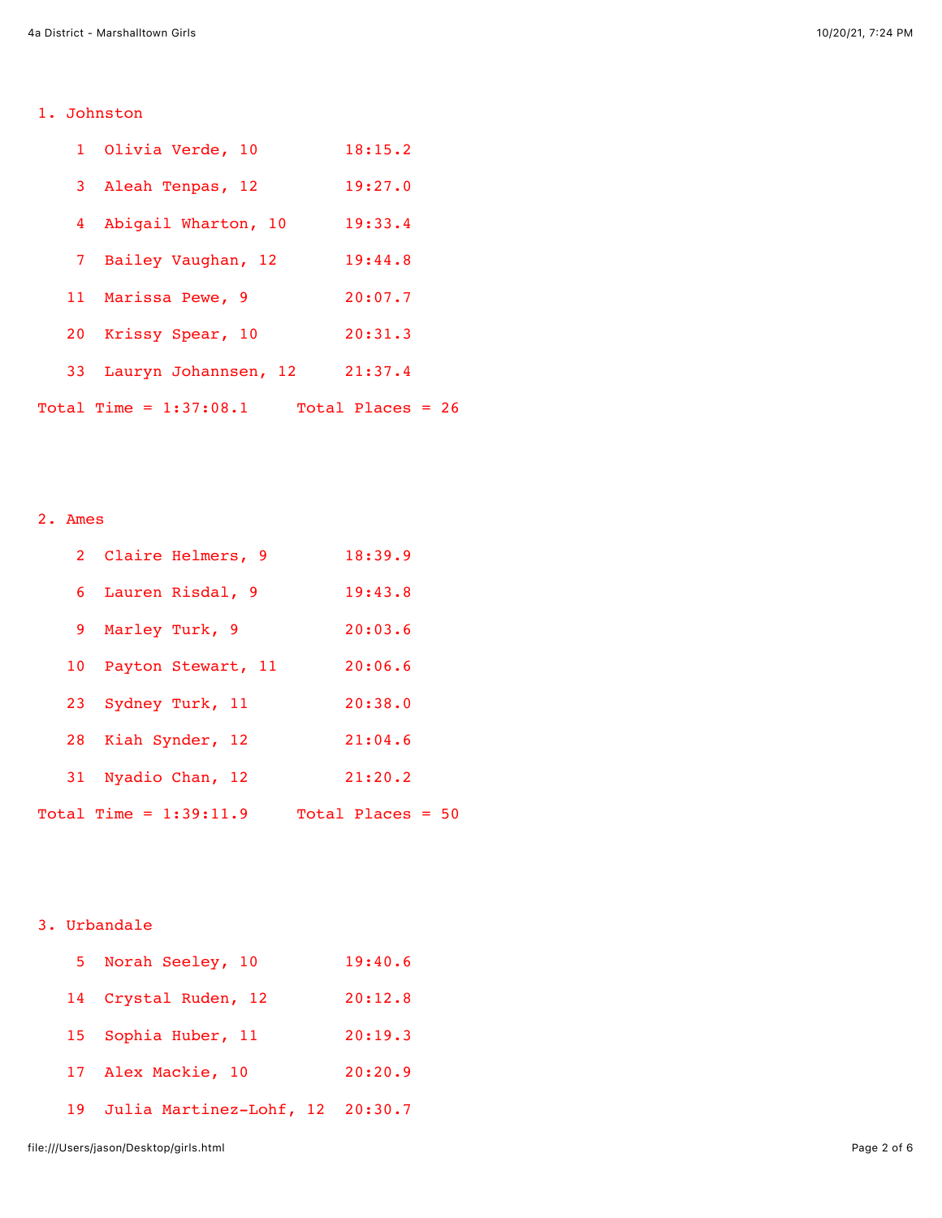1. Johnston

| Place | Name | Time |
|---|---|---|
| 1 | Olivia Verde, 10 | 18:15.2 |
| 3 | Aleah Tenpas, 12 | 19:27.0 |
| 4 | Abigail Wharton, 10 | 19:33.4 |
| 7 | Bailey Vaughan, 12 | 19:44.8 |
| 11 | Marissa Pewe, 9 | 20:07.7 |
| 20 | Krissy Spear, 10 | 20:31.3 |
| 33 | Lauryn Johannsen, 12 | 21:37.4 |

Total Time = 1:37:08.1     Total Places = 26

2. Ames

| Place | Name | Time |
|---|---|---|
| 2 | Claire Helmers, 9 | 18:39.9 |
| 6 | Lauren Risdal, 9 | 19:43.8 |
| 9 | Marley Turk, 9 | 20:03.6 |
| 10 | Payton Stewart, 11 | 20:06.6 |
| 23 | Sydney Turk, 11 | 20:38.0 |
| 28 | Kiah Synder, 12 | 21:04.6 |
| 31 | Nyadio Chan, 12 | 21:20.2 |

Total Time = 1:39:11.9     Total Places = 50

3. Urbandale

| Place | Name | Time |
|---|---|---|
| 5 | Norah Seeley, 10 | 19:40.6 |
| 14 | Crystal Ruden, 12 | 20:12.8 |
| 15 | Sophia Huber, 11 | 20:19.3 |
| 17 | Alex Mackie, 10 | 20:20.9 |
| 19 | Julia Martinez-Lohf, 12 | 20:30.7 |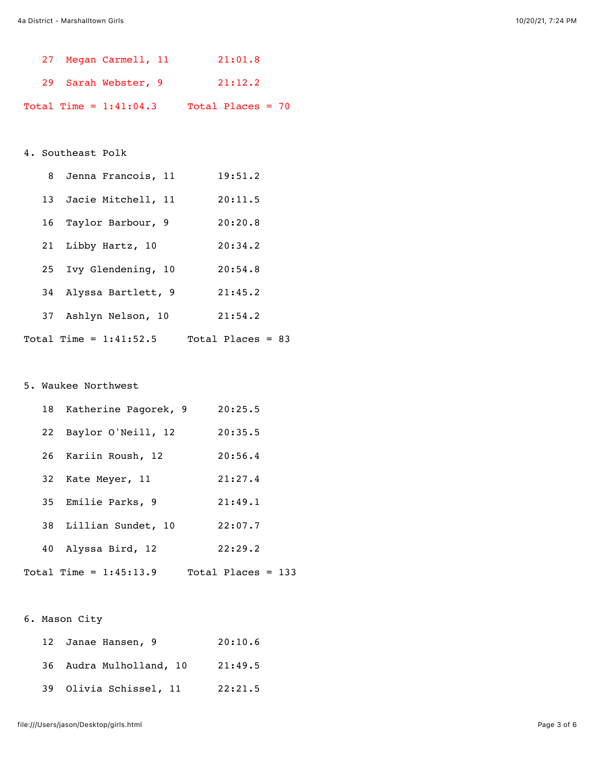```
   27  Megan Carmell, 11        21:01.8
   29  Sarah Webster, 9         21:12.2
Total Time = 1:41:04.3     Total Places = 70


4. Southeast Polk
    8  Jenna Francois, 11       19:51.2
   13  Jacie Mitchell, 11       20:11.5
   16  Taylor Barbour, 9        20:20.8
   21  Libby Hartz, 10          20:34.2
   25  Ivy Glendening, 10       20:54.8
   34  Alyssa Bartlett, 9       21:45.2
   37  Ashlyn Nelson, 10        21:54.2
Total Time = 1:41:52.5     Total Places = 83


5. Waukee Northwest
   18  Katherine Pagorek, 9     20:25.5
   22  Baylor O'Neill, 12       20:35.5
   26  Kariin Roush, 12         20:56.4
   32  Kate Meyer, 11           21:27.4
   35  Emilie Parks, 9          21:49.1
   38  Lillian Sundet, 10       22:07.7
   40  Alyssa Bird, 12          22:29.2
Total Time = 1:45:13.9     Total Places = 133


6. Mason City
   12  Janae Hansen, 9          20:10.6
   36  Audra Mulholland, 10     21:49.5
   39  Olivia Schissel, 11      22:21.5
```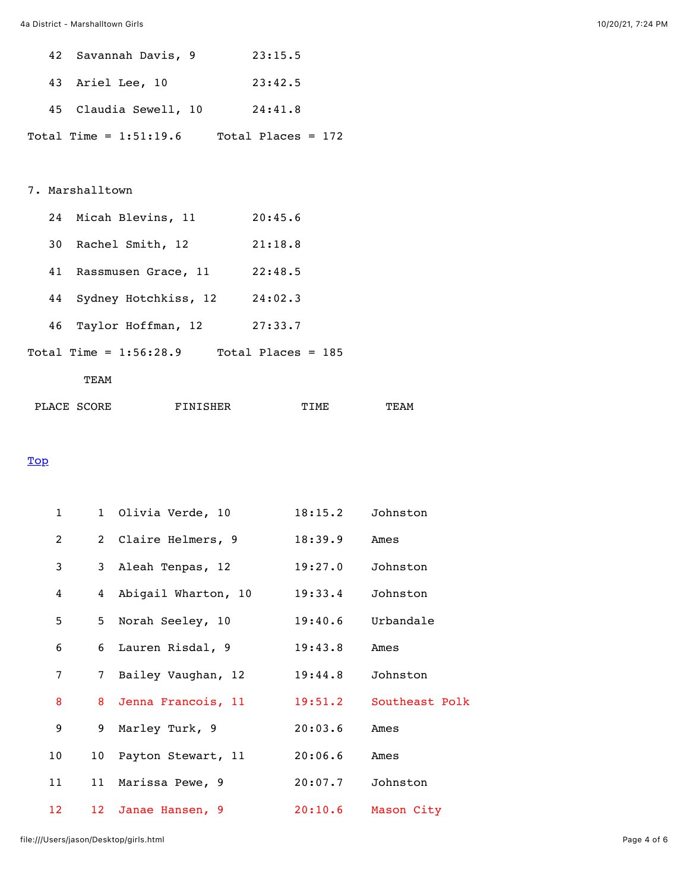42 Savannah Davis, 9 23:15.5

43 Ariel Lee, 10 23:42.5

45 Claudia Sewell, 10 24:41.8

Total Time = 1:51:19.6 Total Places = 172

7. Marshalltown

24 Micah Blevins, 11 20:45.6

30 Rachel Smith, 12 21:18.8

41 Rassmusen Grace, 11 22:48.5

44 Sydney Hotchkiss, 12 24:02.3

46 Taylor Hoffman, 12 27:33.7

Total Time = 1:56:28.9 Total Places = 185

Top

| PLACE | TEAM SCORE | FINISHER | TIME | TEAM |
|---|---|---|---|---|
| 1 | 1 | Olivia Verde, 10 | 18:15.2 | Johnston |
| 2 | 2 | Claire Helmers, 9 | 18:39.9 | Ames |
| 3 | 3 | Aleah Tenpas, 12 | 19:27.0 | Johnston |
| 4 | 4 | Abigail Wharton, 10 | 19:33.4 | Johnston |
| 5 | 5 | Norah Seeley, 10 | 19:40.6 | Urbandale |
| 6 | 6 | Lauren Risdal, 9 | 19:43.8 | Ames |
| 7 | 7 | Bailey Vaughan, 12 | 19:44.8 | Johnston |
| 8 | 8 | Jenna Francois, 11 | 19:51.2 | Southeast Polk |
| 9 | 9 | Marley Turk, 9 | 20:03.6 | Ames |
| 10 | 10 | Payton Stewart, 11 | 20:06.6 | Ames |
| 11 | 11 | Marissa Pewe, 9 | 20:07.7 | Johnston |
| 12 | 12 | Janae Hansen, 9 | 20:10.6 | Mason City |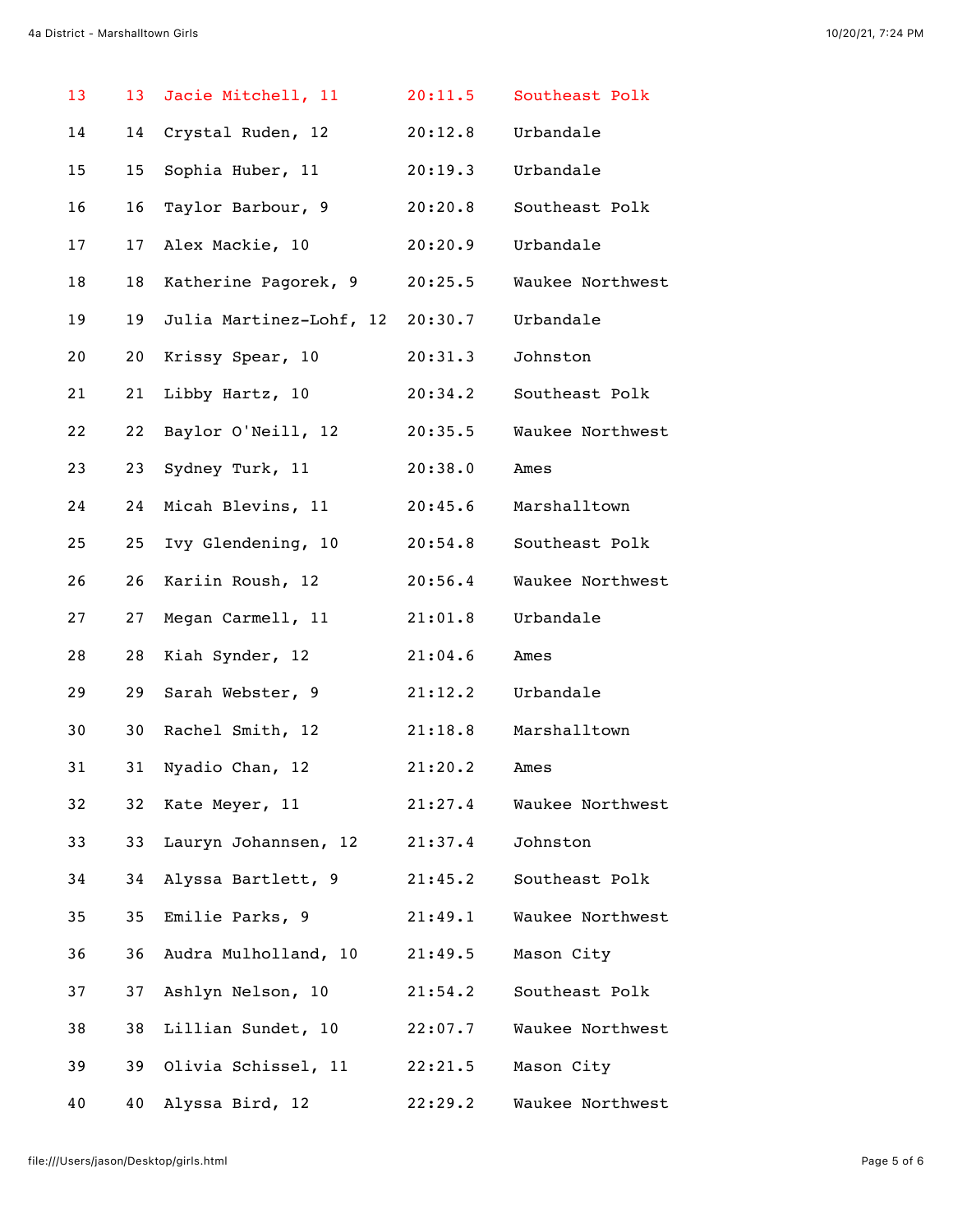| | | | | |
|---|---|---|---|---|
| 13 | 13 | Jacie Mitchell, 11 | 20:11.5 | Southeast Polk |
| 14 | 14 | Crystal Ruden, 12 | 20:12.8 | Urbandale |
| 15 | 15 | Sophia Huber, 11 | 20:19.3 | Urbandale |
| 16 | 16 | Taylor Barbour, 9 | 20:20.8 | Southeast Polk |
| 17 | 17 | Alex Mackie, 10 | 20:20.9 | Urbandale |
| 18 | 18 | Katherine Pagorek, 9 | 20:25.5 | Waukee Northwest |
| 19 | 19 | Julia Martinez-Lohf, 12 | 20:30.7 | Urbandale |
| 20 | 20 | Krissy Spear, 10 | 20:31.3 | Johnston |
| 21 | 21 | Libby Hartz, 10 | 20:34.2 | Southeast Polk |
| 22 | 22 | Baylor O'Neill, 12 | 20:35.5 | Waukee Northwest |
| 23 | 23 | Sydney Turk, 11 | 20:38.0 | Ames |
| 24 | 24 | Micah Blevins, 11 | 20:45.6 | Marshalltown |
| 25 | 25 | Ivy Glendening, 10 | 20:54.8 | Southeast Polk |
| 26 | 26 | Kariin Roush, 12 | 20:56.4 | Waukee Northwest |
| 27 | 27 | Megan Carmell, 11 | 21:01.8 | Urbandale |
| 28 | 28 | Kiah Synder, 12 | 21:04.6 | Ames |
| 29 | 29 | Sarah Webster, 9 | 21:12.2 | Urbandale |
| 30 | 30 | Rachel Smith, 12 | 21:18.8 | Marshalltown |
| 31 | 31 | Nyadio Chan, 12 | 21:20.2 | Ames |
| 32 | 32 | Kate Meyer, 11 | 21:27.4 | Waukee Northwest |
| 33 | 33 | Lauryn Johannsen, 12 | 21:37.4 | Johnston |
| 34 | 34 | Alyssa Bartlett, 9 | 21:45.2 | Southeast Polk |
| 35 | 35 | Emilie Parks, 9 | 21:49.1 | Waukee Northwest |
| 36 | 36 | Audra Mulholland, 10 | 21:49.5 | Mason City |
| 37 | 37 | Ashlyn Nelson, 10 | 21:54.2 | Southeast Polk |
| 38 | 38 | Lillian Sundet, 10 | 22:07.7 | Waukee Northwest |
| 39 | 39 | Olivia Schissel, 11 | 22:21.5 | Mason City |
| 40 | 40 | Alyssa Bird, 12 | 22:29.2 | Waukee Northwest |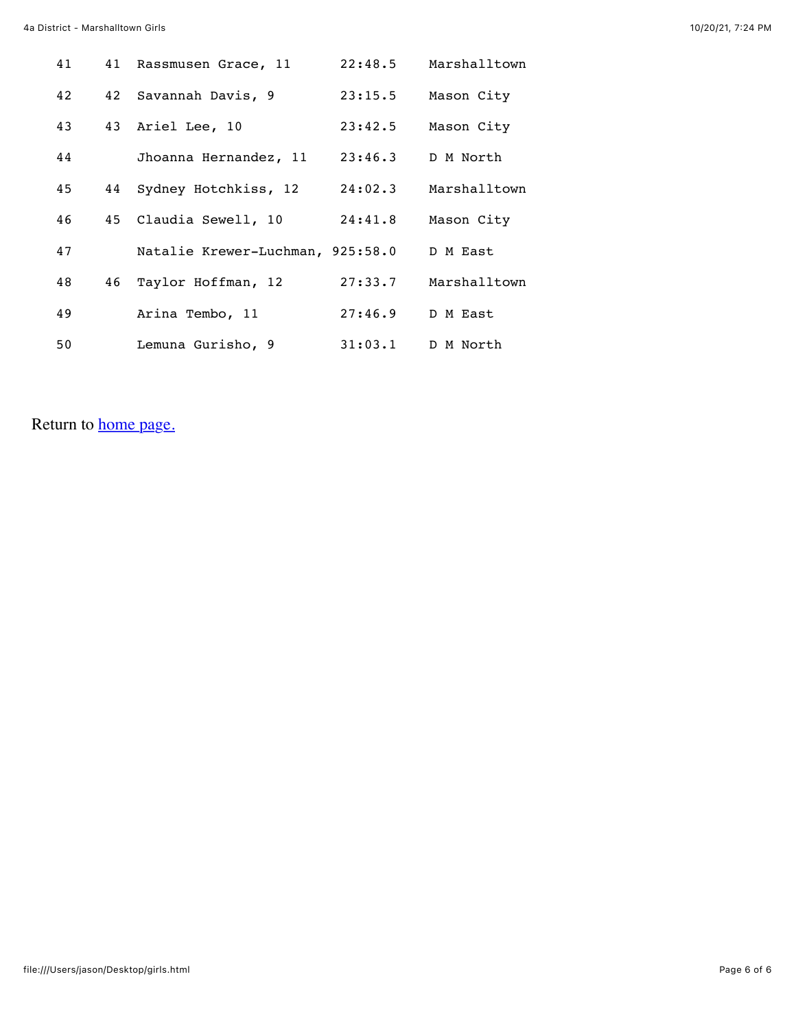| | | | | |
|---|---|---|---|---|
| 41 | 41 | Rassmusen Grace, 11 | 22:48.5 | Marshalltown |
| 42 | 42 | Savannah Davis, 9 | 23:15.5 | Mason City |
| 43 | 43 | Ariel Lee, 10 | 23:42.5 | Mason City |
| 44 | | Jhoanna Hernandez, 11 | 23:46.3 | D M North |
| 45 | 44 | Sydney Hotchkiss, 12 | 24:02.3 | Marshalltown |
| 46 | 45 | Claudia Sewell, 10 | 24:41.8 | Mason City |
| 47 | | Natalie Krewer-Luchman, 9 | 25:58.0 | D M East |
| 48 | 46 | Taylor Hoffman, 12 | 27:33.7 | Marshalltown |
| 49 | | Arina Tembo, 11 | 27:46.9 | D M East |
| 50 | | Lemuna Gurisho, 9 | 31:03.1 | D M North |

Return to home page.